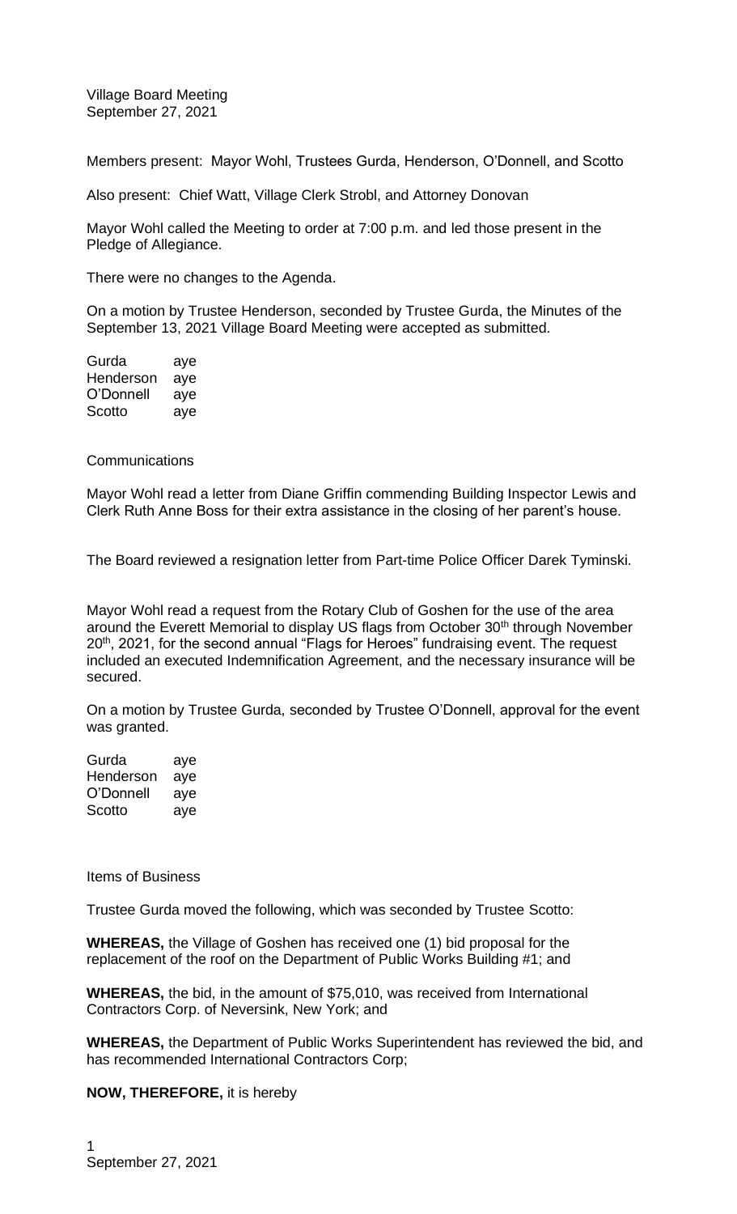Village Board Meeting
September 27, 2021

Members present: Mayor Wohl, Trustees Gurda, Henderson, O'Donnell, and Scotto

Also present: Chief Watt, Village Clerk Strobl, and Attorney Donovan

Mayor Wohl called the Meeting to order at 7:00 p.m. and led those present in the Pledge of Allegiance.

There were no changes to the Agenda.

On a motion by Trustee Henderson, seconded by Trustee Gurda, the Minutes of the September 13, 2021 Village Board Meeting were accepted as submitted.

Gurda aye
Henderson aye
O'Donnell aye
Scotto aye

Communications

Mayor Wohl read a letter from Diane Griffin commending Building Inspector Lewis and Clerk Ruth Anne Boss for their extra assistance in the closing of her parent's house.

The Board reviewed a resignation letter from Part-time Police Officer Darek Tyminski.

Mayor Wohl read a request from the Rotary Club of Goshen for the use of the area around the Everett Memorial to display US flags from October 30th through November 20th, 2021, for the second annual "Flags for Heroes" fundraising event. The request included an executed Indemnification Agreement, and the necessary insurance will be secured.

On a motion by Trustee Gurda, seconded by Trustee O'Donnell, approval for the event was granted.

Gurda aye
Henderson aye
O'Donnell aye
Scotto aye

Items of Business

Trustee Gurda moved the following, which was seconded by Trustee Scotto:

**WHEREAS,** the Village of Goshen has received one (1) bid proposal for the replacement of the roof on the Department of Public Works Building #1; and

**WHEREAS,** the bid, in the amount of $75,010, was received from International Contractors Corp. of Neversink, New York; and

**WHEREAS,** the Department of Public Works Superintendent has reviewed the bid, and has recommended International Contractors Corp;

**NOW, THEREFORE,** it is hereby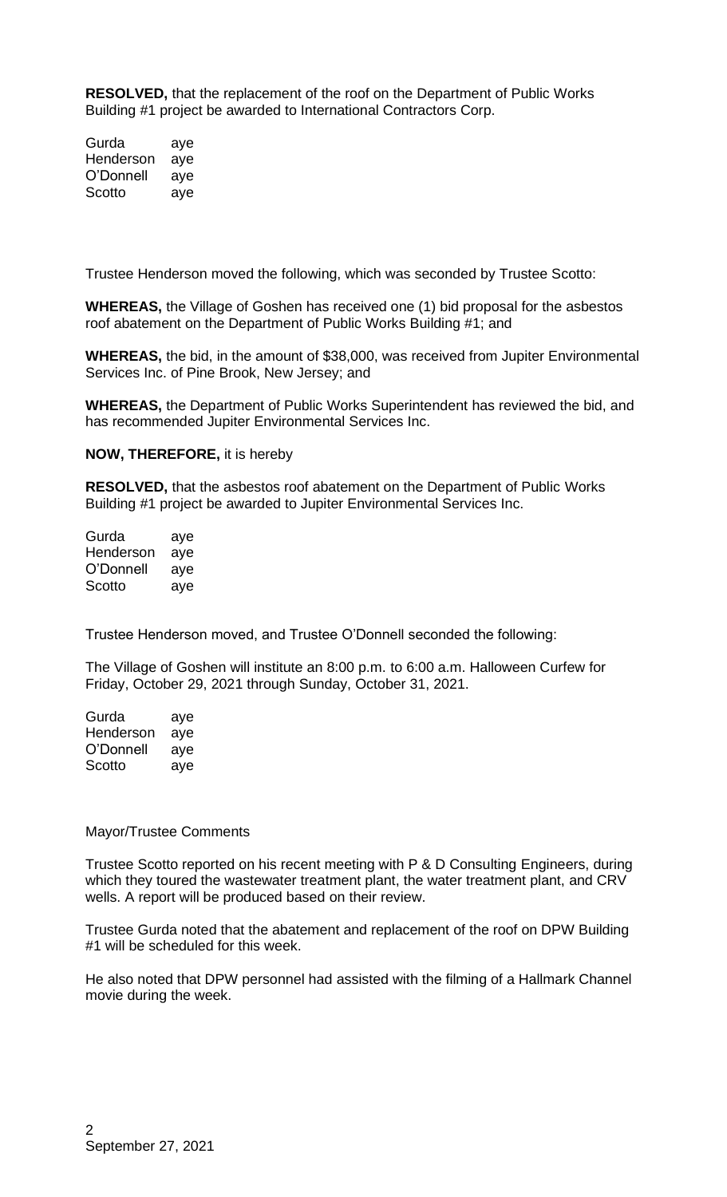**RESOLVED,** that the replacement of the roof on the Department of Public Works Building #1 project be awarded to International Contractors Corp.

| | |
|---|---|
| Gurda | aye |
| Henderson | aye |
| O'Donnell | aye |
| Scotto | aye |

Trustee Henderson moved the following, which was seconded by Trustee Scotto:

**WHEREAS,** the Village of Goshen has received one (1) bid proposal for the asbestos roof abatement on the Department of Public Works Building #1; and

**WHEREAS,** the bid, in the amount of $38,000, was received from Jupiter Environmental Services Inc. of Pine Brook, New Jersey; and

**WHEREAS,** the Department of Public Works Superintendent has reviewed the bid, and has recommended Jupiter Environmental Services Inc.

**NOW, THEREFORE,** it is hereby

**RESOLVED,** that the asbestos roof abatement on the Department of Public Works Building #1 project be awarded to Jupiter Environmental Services Inc.

| | |
|---|---|
| Gurda | aye |
| Henderson | aye |
| O'Donnell | aye |
| Scotto | aye |

Trustee Henderson moved, and Trustee O'Donnell seconded the following:

The Village of Goshen will institute an 8:00 p.m. to 6:00 a.m. Halloween Curfew for Friday, October 29, 2021 through Sunday, October 31, 2021.

| | |
|---|---|
| Gurda | aye |
| Henderson | aye |
| O'Donnell | aye |
| Scotto | aye |

Mayor/Trustee Comments

Trustee Scotto reported on his recent meeting with P & D Consulting Engineers, during which they toured the wastewater treatment plant, the water treatment plant, and CRV wells. A report will be produced based on their review.

Trustee Gurda noted that the abatement and replacement of the roof on DPW Building #1 will be scheduled for this week.

He also noted that DPW personnel had assisted with the filming of a Hallmark Channel movie during the week.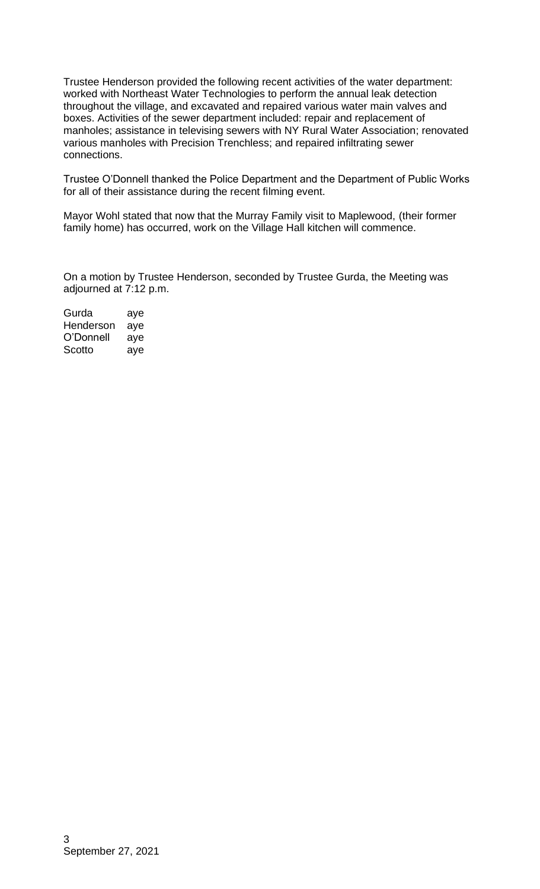Trustee Henderson provided the following recent activities of the water department: worked with Northeast Water Technologies to perform the annual leak detection throughout the village, and excavated and repaired various water main valves and boxes. Activities of the sewer department included: repair and replacement of manholes; assistance in televising sewers with NY Rural Water Association; renovated various manholes with Precision Trenchless; and repaired infiltrating sewer connections.

Trustee O'Donnell thanked the Police Department and the Department of Public Works for all of their assistance during the recent filming event.

Mayor Wohl stated that now that the Murray Family visit to Maplewood, (their former family home) has occurred, work on the Village Hall kitchen will commence.

On a motion by Trustee Henderson, seconded by Trustee Gurda, the Meeting was adjourned at 7:12 p.m.

| | |
|---|---|
| Gurda | aye |
| Henderson | aye |
| O'Donnell | aye |
| Scotto | aye |

September 27, 2021